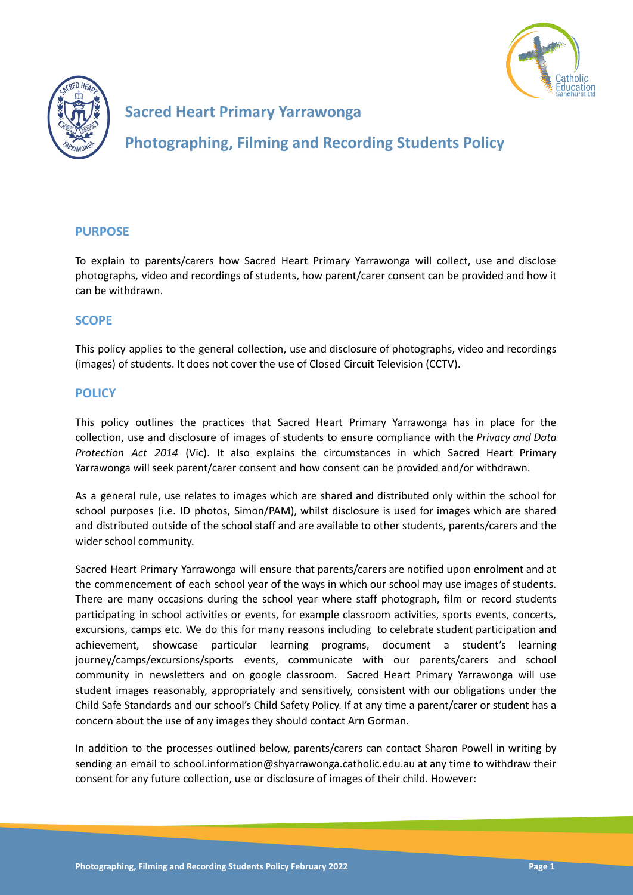# Sacred Heart Primary Yarrawonga

# Photographing, Filming and Recording Students Policy

## PURPOSE

To explain to parents/carers how Sacred Heart Primary Yarrawonga will collect, use and disclose photographs, video and recordings of students, how parent/carer consent can be provided and how it can be withdrawn.

## SCOPE

This policy applies to the general collection, use and disclosure of photographs, video and recordings (images) of students. It does not cover the use of Closed Circuit Television (CCTV).

## POLICY

This policy outlines the practices that Sacred Heart Primary Yarrawonga has in place for the collection, use and disclosure of images of students to ensure compliance with the *Privacy and Data Protection Act 2014* (Vic). It also explains the circumstances in which Sacred Heart Primary Yarrawonga will seek parent/carer consent and how consent can be provided and/or withdrawn.

As a general rule, use relates to images which are shared and distributed only within the school for school purposes (i.e. ID photos, Simon/PAM), whilst disclosure is used for images which are shared and distributed outside of the school staff and are available to other students, parents/carers and the wider school community.

Sacred Heart Primary Yarrawonga will ensure that parents/carers are notified upon enrolment and at the commencement of each school year of the ways in which our school may use images of students. There are many occasions during the school year where staff photograph, film or record students participating in school activities or events, for example classroom activities, sports events, concerts, excursions, camps etc. We do this for many reasons including to celebrate student participation and achievement, showcase particular learning programs, document a student's learning journey/camps/excursions/sports events, communicate with our parents/carers and school community in newsletters and on google classroom. Sacred Heart Primary Yarrawonga will use student images reasonably, appropriately and sensitively, consistent with our obligations under the Child Safe Standards and our school's Child Safety Policy. If at any time a parent/carer or student has a concern about the use of any images they should contact Arn Gorman.

In addition to the processes outlined below, parents/carers can contact Sharon Powell in writing by sending an email to school.information@shyarrawonga.catholic.edu.au at any time to withdraw their consent for any future collection, use or disclosure of images of their child. However: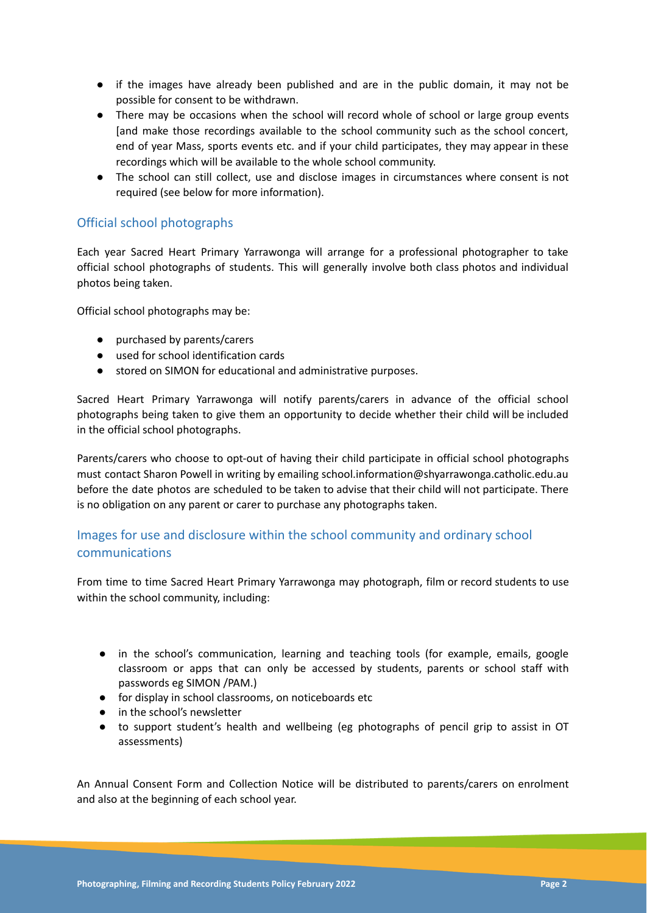- if the images have already been published and are in the public domain, it may not be possible for consent to be withdrawn.
- There may be occasions when the school will record whole of school or large group events [and make those recordings available to the school community such as the school concert, end of year Mass, sports events etc. and if your child participates, they may appear in these recordings which will be available to the whole school community.
- The school can still collect, use and disclose images in circumstances where consent is not required (see below for more information).

## Official school photographs

Each year Sacred Heart Primary Yarrawonga will arrange for a professional photographer to take official school photographs of students. This will generally involve both class photos and individual photos being taken.

Official school photographs may be:

- purchased by parents/carers
- used for school identification cards
- stored on SIMON for educational and administrative purposes.

Sacred Heart Primary Yarrawonga will notify parents/carers in advance of the official school photographs being taken to give them an opportunity to decide whether their child will be included in the official school photographs.

Parents/carers who choose to opt-out of having their child participate in official school photographs must contact Sharon Powell in writing by emailing school.information@shyarrawonga.catholic.edu.au before the date photos are scheduled to be taken to advise that their child will not participate. There is no obligation on any parent or carer to purchase any photographs taken.

## Images for use and disclosure within the school community and ordinary school communications

From time to time Sacred Heart Primary Yarrawonga may photograph, film or record students to use within the school community, including:

- in the school's communication, learning and teaching tools (for example, emails, google classroom or apps that can only be accessed by students, parents or school staff with passwords eg SIMON /PAM.)
- for display in school classrooms, on noticeboards etc
- in the school's newsletter
- to support student's health and wellbeing (eg photographs of pencil grip to assist in OT assessments)

An Annual Consent Form and Collection Notice will be distributed to parents/carers on enrolment and also at the beginning of each school year.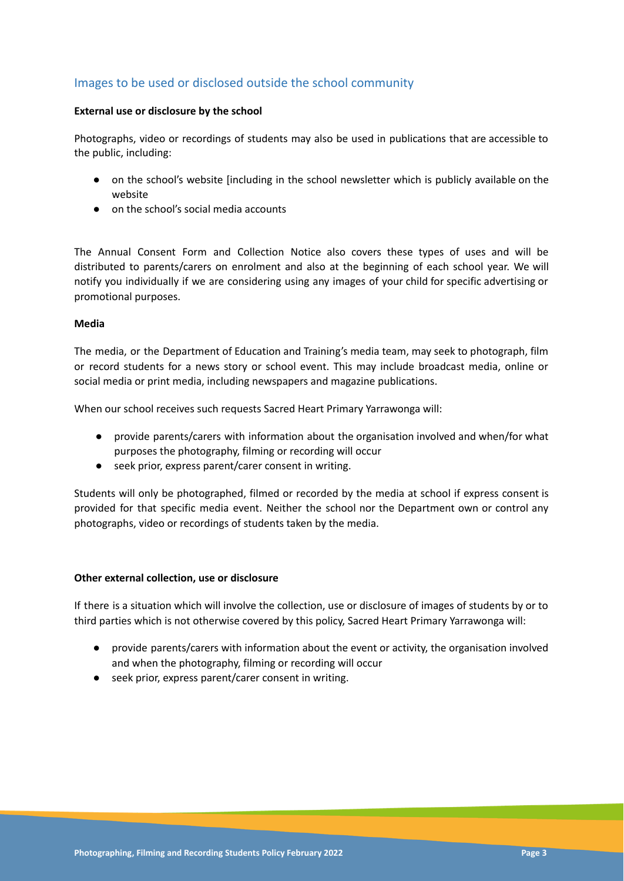## Images to be used or disclosed outside the school community

**External use or disclosure by the school**

Photographs, video or recordings of students may also be used in publications that are accessible to the public, including:

- on the school's website [including in the school newsletter which is publicly available on the website
- on the school's social media accounts

The Annual Consent Form and Collection Notice also covers these types of uses and will be distributed to parents/carers on enrolment and also at the beginning of each school year. We will notify you individually if we are considering using any images of your child for specific advertising or promotional purposes.

**Media**

The media, or the Department of Education and Training's media team, may seek to photograph, film or record students for a news story or school event. This may include broadcast media, online or social media or print media, including newspapers and magazine publications.

When our school receives such requests Sacred Heart Primary Yarrawonga will:

- provide parents/carers with information about the organisation involved and when/for what purposes the photography, filming or recording will occur
- seek prior, express parent/carer consent in writing.

Students will only be photographed, filmed or recorded by the media at school if express consent is provided for that specific media event. Neither the school nor the Department own or control any photographs, video or recordings of students taken by the media.

**Other external collection, use or disclosure**

If there is a situation which will involve the collection, use or disclosure of images of students by or to third parties which is not otherwise covered by this policy, Sacred Heart Primary Yarrawonga will:

- provide parents/carers with information about the event or activity, the organisation involved and when the photography, filming or recording will occur
- seek prior, express parent/carer consent in writing.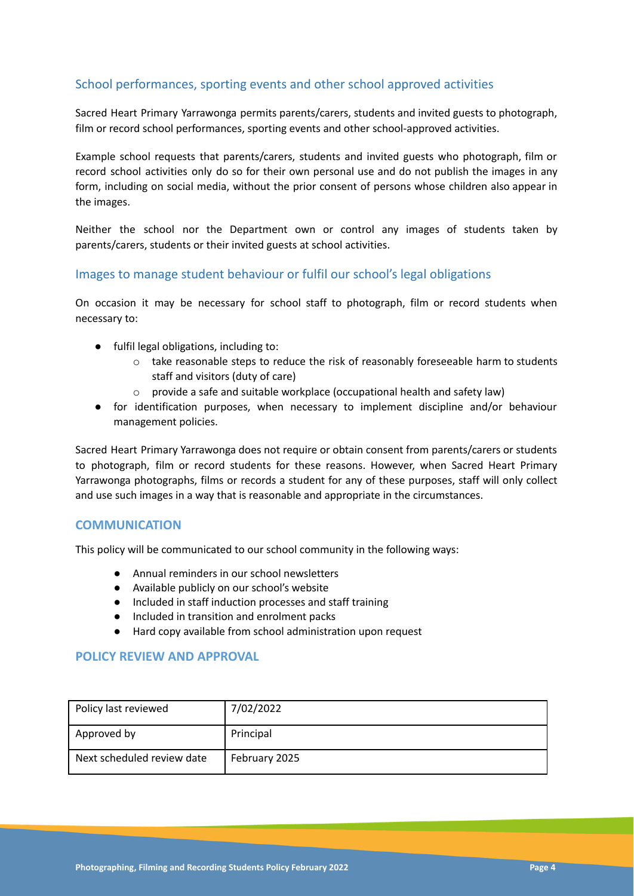## School performances, sporting events and other school approved activities

Sacred Heart Primary Yarrawonga permits parents/carers, students and invited guests to photograph, film or record school performances, sporting events and other school-approved activities.

Example school requests that parents/carers, students and invited guests who photograph, film or record school activities only do so for their own personal use and do not publish the images in any form, including on social media, without the prior consent of persons whose children also appear in the images.

Neither the school nor the Department own or control any images of students taken by parents/carers, students or their invited guests at school activities.

## Images to manage student behaviour or fulfil our school's legal obligations

On occasion it may be necessary for school staff to photograph, film or record students when necessary to:

- fulfil legal obligations, including to:
  - take reasonable steps to reduce the risk of reasonably foreseeable harm to students staff and visitors (duty of care)
  - provide a safe and suitable workplace (occupational health and safety law)
- for identification purposes, when necessary to implement discipline and/or behaviour management policies.

Sacred Heart Primary Yarrawonga does not require or obtain consent from parents/carers or students to photograph, film or record students for these reasons. However, when Sacred Heart Primary Yarrawonga photographs, films or records a student for any of these purposes, staff will only collect and use such images in a way that is reasonable and appropriate in the circumstances.

## COMMUNICATION

This policy will be communicated to our school community in the following ways:

- Annual reminders in our school newsletters
- Available publicly on our school's website
- Included in staff induction processes and staff training
- Included in transition and enrolment packs
- Hard copy available from school administration upon request

## POLICY REVIEW AND APPROVAL

| | |
|---|---|
| Policy last reviewed | 7/02/2022 |
| Approved by | Principal |
| Next scheduled review date | February 2025 |